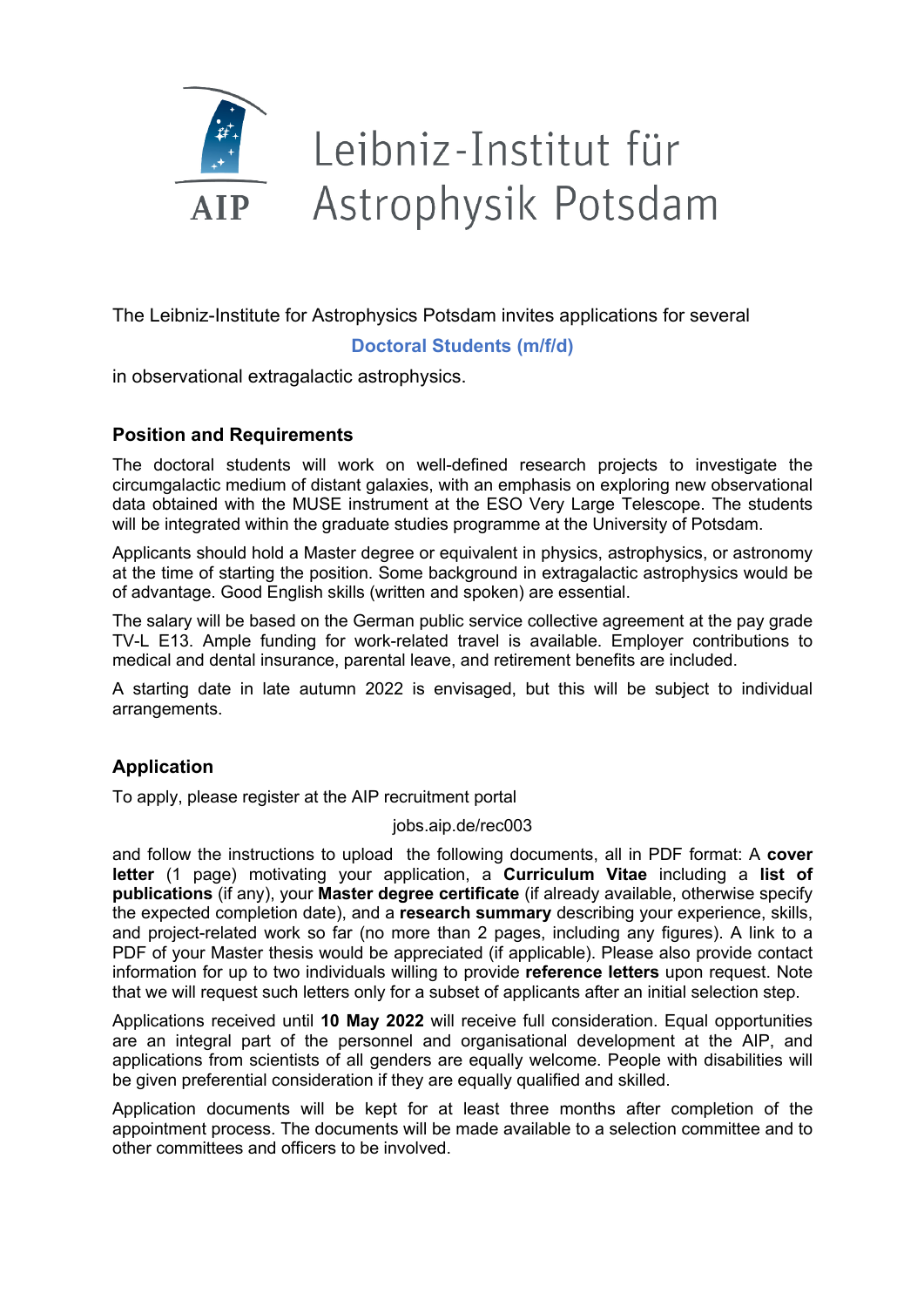Leibniz-Institut für Astrophysik Potsdam

The Leibniz-Institute for Astrophysics Potsdam invites applications for several

**Doctoral Students (m/f/d)**

in observational extragalactic astrophysics.

## Position and Requirements

The doctoral students will work on well-defined research projects to investigate the circumgalactic medium of distant galaxies, with an emphasis on exploring new observational data obtained with the MUSE instrument at the ESO Very Large Telescope. The students will be integrated within the graduate studies programme at the University of Potsdam.

Applicants should hold a Master degree or equivalent in physics, astrophysics, or astronomy at the time of starting the position. Some background in extragalactic astrophysics would be of advantage. Good English skills (written and spoken) are essential.

The salary will be based on the German public service collective agreement at the pay grade TV-L E13. Ample funding for work-related travel is available. Employer contributions to medical and dental insurance, parental leave, and retirement benefits are included.

A starting date in late autumn 2022 is envisaged, but this will be subject to individual arrangements.

## Application

To apply, please register at the AIP recruitment portal

jobs.aip.de/rec003

and follow the instructions to upload the following documents, all in PDF format: A **cover letter** (1 page) motivating your application, a **Curriculum Vitae** including a **list of publications** (if any), your **Master degree certificate** (if already available, otherwise specify the expected completion date), and a **research summary** describing your experience, skills, and project-related work so far (no more than 2 pages, including any figures). A link to a PDF of your Master thesis would be appreciated (if applicable). Please also provide contact information for up to two individuals willing to provide **reference letters** upon request. Note that we will request such letters only for a subset of applicants after an initial selection step.

Applications received until **10 May 2022** will receive full consideration. Equal opportunities are an integral part of the personnel and organisational development at the AIP, and applications from scientists of all genders are equally welcome. People with disabilities will be given preferential consideration if they are equally qualified and skilled.

Application documents will be kept for at least three months after completion of the appointment process. The documents will be made available to a selection committee and to other committees and officers to be involved.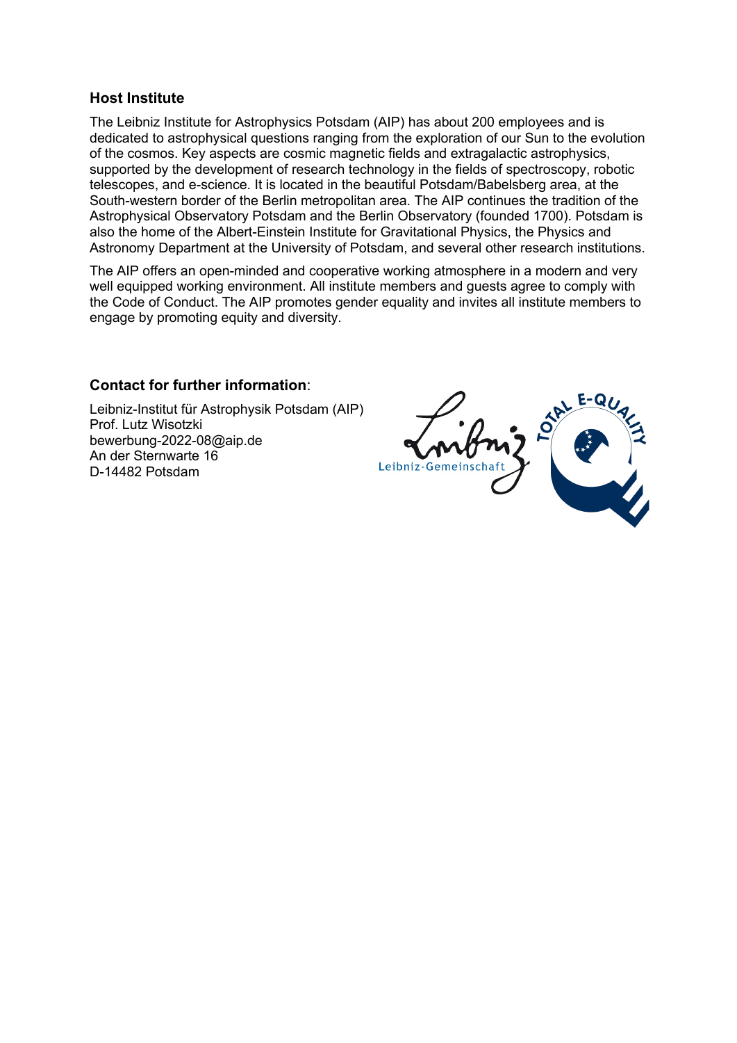## Host Institute

The Leibniz Institute for Astrophysics Potsdam (AIP) has about 200 employees and is dedicated to astrophysical questions ranging from the exploration of our Sun to the evolution of the cosmos. Key aspects are cosmic magnetic fields and extragalactic astrophysics, supported by the development of research technology in the fields of spectroscopy, robotic telescopes, and e-science. It is located in the beautiful Potsdam/Babelsberg area, at the South-western border of the Berlin metropolitan area. The AIP continues the tradition of the Astrophysical Observatory Potsdam and the Berlin Observatory (founded 1700). Potsdam is also the home of the Albert-Einstein Institute for Gravitational Physics, the Physics and Astronomy Department at the University of Potsdam, and several other research institutions.

The AIP offers an open-minded and cooperative working atmosphere in a modern and very well equipped working environment. All institute members and guests agree to comply with the Code of Conduct. The AIP promotes gender equality and invites all institute members to engage by promoting equity and diversity.

## Contact for further information:

Leibniz-Institut für Astrophysik Potsdam (AIP)
Prof. Lutz Wisotzki
bewerbung-2022-08@aip.de
An der Sternwarte 16
D-14482 Potsdam

Leibniz-Gemeinschaft

TOTAL E-QUALITY